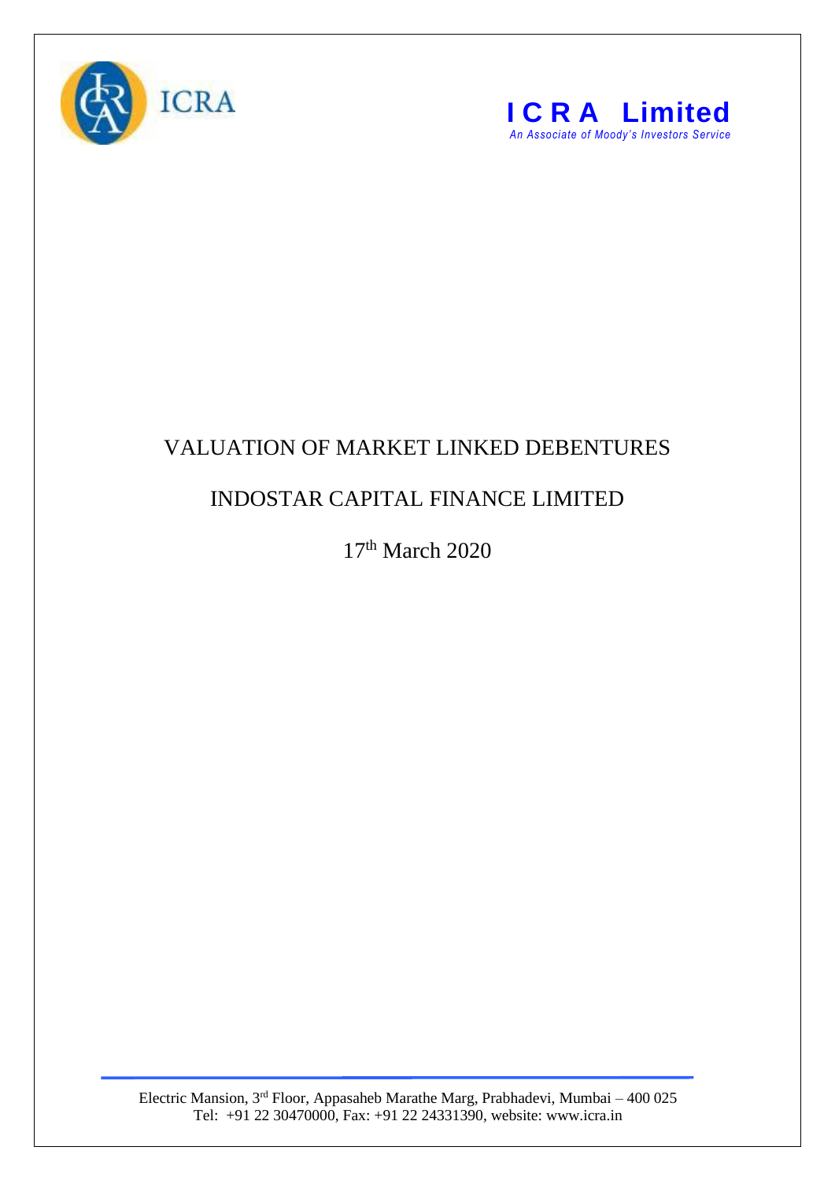ICRA

**ICRA Limited**

*An Associate of Moody's Investors Service*

# VALUATION OF MARKET LINKED DEBENTURES

# INDOSTAR CAPITAL FINANCE LIMITED

17th March 2020

Electric Mansion, 3rd Floor, Appasaheb Marathe Marg, Prabhadevi, Mumbai – 400 025
Tel: +91 22 30470000, Fax: +91 22 24331390, website: www.icra.in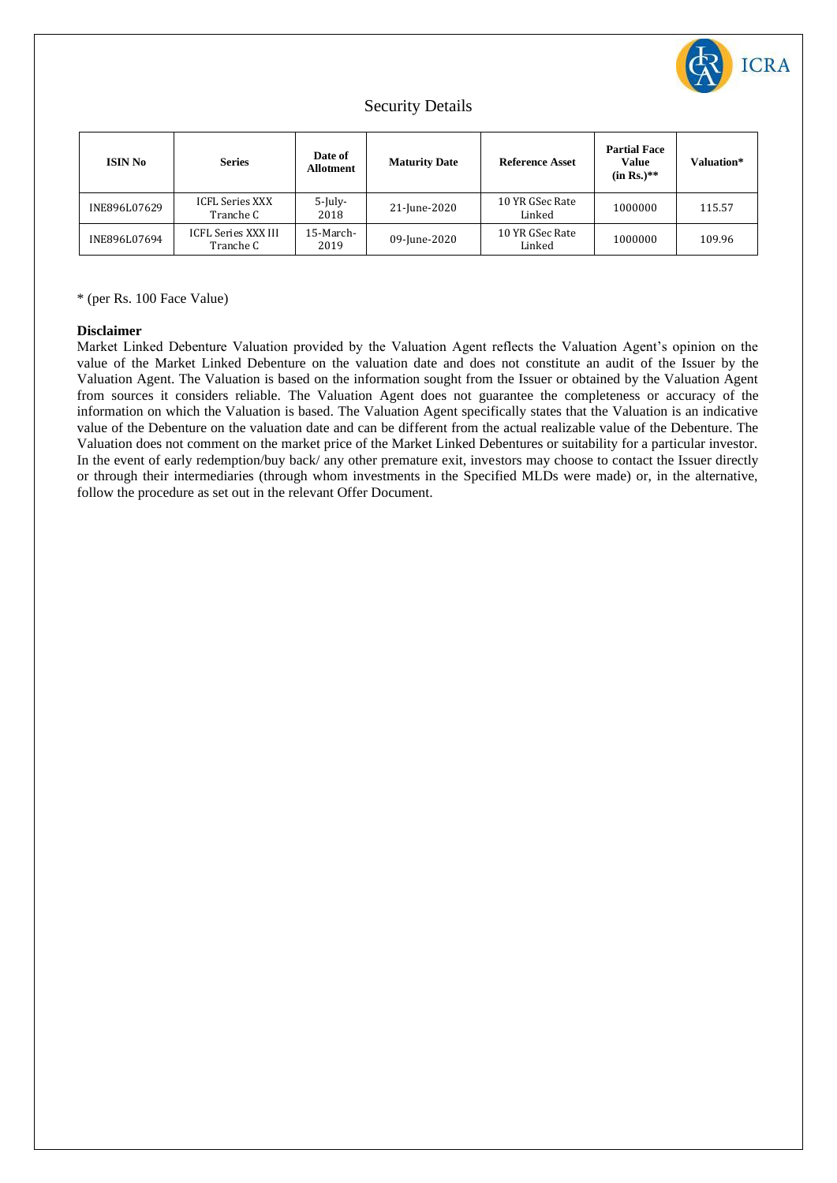## Security Details

| ISIN No | Series | Date of Allotment | Maturity Date | Reference Asset | Partial Face Value (in Rs.)** | Valuation* |
|---|---|---|---|---|---|---|
| INE896L07629 | ICFL Series XXX Tranche C | 5-July-2018 | 21-June-2020 | 10 YR GSec Rate Linked | 1000000 | 115.57 |
| INE896L07694 | ICFL Series XXX III Tranche C | 15-March-2019 | 09-June-2020 | 10 YR GSec Rate Linked | 1000000 | 109.96 |

* (per Rs. 100 Face Value)

**Disclaimer**

Market Linked Debenture Valuation provided by the Valuation Agent reflects the Valuation Agent's opinion on the value of the Market Linked Debenture on the valuation date and does not constitute an audit of the Issuer by the Valuation Agent. The Valuation is based on the information sought from the Issuer or obtained by the Valuation Agent from sources it considers reliable. The Valuation Agent does not guarantee the completeness or accuracy of the information on which the Valuation is based. The Valuation Agent specifically states that the Valuation is an indicative value of the Debenture on the valuation date and can be different from the actual realizable value of the Debenture. The Valuation does not comment on the market price of the Market Linked Debentures or suitability for a particular investor. In the event of early redemption/buy back/ any other premature exit, investors may choose to contact the Issuer directly or through their intermediaries (through whom investments in the Specified MLDs were made) or, in the alternative, follow the procedure as set out in the relevant Offer Document.